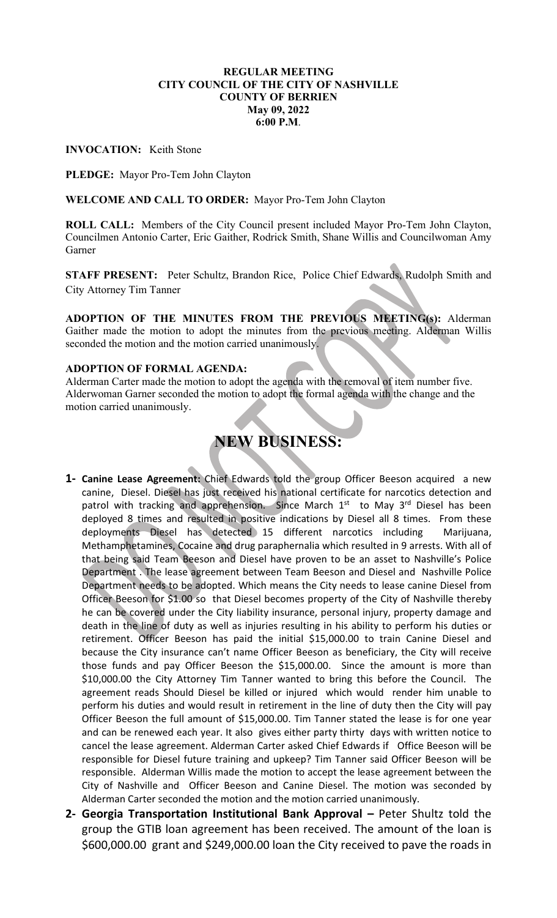**REGULAR MEETING**
**CITY COUNCIL OF THE CITY OF NASHVILLE**
**COUNTY OF BERRIEN**
**May 09, 2022**
**6:00 P.M.**

**INVOCATION:** Keith Stone

**PLEDGE:** Mayor Pro-Tem John Clayton

**WELCOME AND CALL TO ORDER:** Mayor Pro-Tem John Clayton

**ROLL CALL:** Members of the City Council present included Mayor Pro-Tem John Clayton, Councilmen Antonio Carter, Eric Gaither, Rodrick Smith, Shane Willis and Councilwoman Amy Garner

**STAFF PRESENT:** Peter Schultz, Brandon Rice, Police Chief Edwards, Rudolph Smith and City Attorney Tim Tanner

**ADOPTION OF THE MINUTES FROM THE PREVIOUS MEETING(s):** Alderman Gaither made the motion to adopt the minutes from the previous meeting. Alderman Willis seconded the motion and the motion carried unanimously.

**ADOPTION OF FORMAL AGENDA:**
Alderman Carter made the motion to adopt the agenda with the removal of item number five. Alderwoman Garner seconded the motion to adopt the formal agenda with the change and the motion carried unanimously.

# NEW BUSINESS:

1. **Canine Lease Agreement:** Chief Edwards told the group Officer Beeson acquired a new canine, Diesel. Diesel has just received his national certificate for narcotics detection and patrol with tracking and apprehension. Since March 1st to May 3rd Diesel has been deployed 8 times and resulted in positive indications by Diesel all 8 times. From these deployments Diesel has detected 15 different narcotics including Marijuana, Methamphetamines, Cocaine and drug paraphernalia which resulted in 9 arrests. With all of that being said Team Beeson and Diesel have proven to be an asset to Nashville's Police Department . The lease agreement between Team Beeson and Diesel and Nashville Police Department needs to be adopted. Which means the City needs to lease canine Diesel from Officer Beeson for $1.00 so that Diesel becomes property of the City of Nashville thereby he can be covered under the City liability insurance, personal injury, property damage and death in the line of duty as well as injuries resulting in his ability to perform his duties or retirement. Officer Beeson has paid the initial $15,000.00 to train Canine Diesel and because the City insurance can't name Officer Beeson as beneficiary, the City will receive those funds and pay Officer Beeson the $15,000.00. Since the amount is more than $10,000.00 the City Attorney Tim Tanner wanted to bring this before the Council. The agreement reads Should Diesel be killed or injured which would render him unable to perform his duties and would result in retirement in the line of duty then the City will pay Officer Beeson the full amount of $15,000.00. Tim Tanner stated the lease is for one year and can be renewed each year. It also gives either party thirty days with written notice to cancel the lease agreement. Alderman Carter asked Chief Edwards if Office Beeson will be responsible for Diesel future training and upkeep? Tim Tanner said Officer Beeson will be responsible. Alderman Willis made the motion to accept the lease agreement between the City of Nashville and Officer Beeson and Canine Diesel. The motion was seconded by Alderman Carter seconded the motion and the motion carried unanimously.

2. **Georgia Transportation Institutional Bank Approval –** Peter Shultz told the group the GTIB loan agreement has been received. The amount of the loan is $600,000.00 grant and $249,000.00 loan the City received to pave the roads in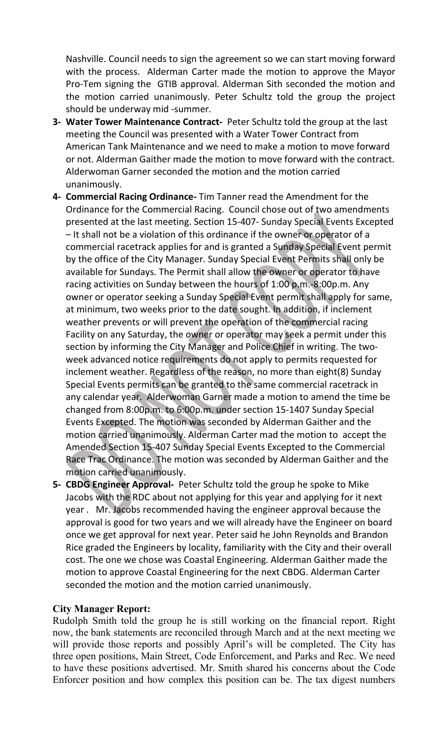Nashville. Council needs to sign the agreement so we can start moving forward with the process. Alderman Carter made the motion to approve the Mayor Pro-Tem signing the GTIB approval. Alderman Sith seconded the motion and the motion carried unanimously. Peter Schultz told the group the project should be underway mid -summer.

3- **Water Tower Maintenance Contract-** Peter Schultz told the group at the last meeting the Council was presented with a Water Tower Contract from American Tank Maintenance and we need to make a motion to move forward or not. Alderman Gaither made the motion to move forward with the contract. Alderwoman Garner seconded the motion and the motion carried unanimously.

4- **Commercial Racing Ordinance-** Tim Tanner read the Amendment for the Ordinance for the Commercial Racing. Council chose out of two amendments presented at the last meeting. Section 15-407- Sunday Special Events Excepted – It shall not be a violation of this ordinance if the owner or operator of a commercial racetrack applies for and is granted a Sunday Special Event permit by the office of the City Manager. Sunday Special Event Permits shall only be available for Sundays. The Permit shall allow the owner or operator to have racing activities on Sunday between the hours of 1:00 p.m.-8:00p.m. Any owner or operator seeking a Sunday Special Event permit shall apply for same, at minimum, two weeks prior to the date sought. In addition, if inclement weather prevents or will prevent the operation of the commercial racing Facility on any Saturday, the owner or operator may seek a permit under this section by informing the City Manager and Police Chief in writing. The two-week advanced notice requirements do not apply to permits requested for inclement weather. Regardless of the reason, no more than eight(8) Sunday Special Events permits can be granted to the same commercial racetrack in any calendar year. Alderwoman Garner made a motion to amend the time be changed from 8:00p.m. to 6:00p.m. under section 15-1407 Sunday Special Events Excepted. The motion was seconded by Alderman Gaither and the motion carried unanimously. Alderman Carter mad the motion to accept the Amended Section 15-407 Sunday Special Events Excepted to the Commercial Race Trac Ordinance. The motion was seconded by Alderman Gaither and the motion carried unanimously.

5- **CBDG Engineer Approval-** Peter Schultz told the group he spoke to Mike Jacobs with the RDC about not applying for this year and applying for it next year . Mr. Jacobs recommended having the engineer approval because the approval is good for two years and we will already have the Engineer on board once we get approval for next year. Peter said he John Reynolds and Brandon Rice graded the Engineers by locality, familiarity with the City and their overall cost. The one we chose was Coastal Engineering. Alderman Gaither made the motion to approve Coastal Engineering for the next CBDG. Alderman Carter seconded the motion and the motion carried unanimously.

**City Manager Report:**

Rudolph Smith told the group he is still working on the financial report. Right now, the bank statements are reconciled through March and at the next meeting we will provide those reports and possibly April's will be completed. The City has three open positions, Main Street, Code Enforcement, and Parks and Rec. We need to have these positions advertised. Mr. Smith shared his concerns about the Code Enforcer position and how complex this position can be. The tax digest numbers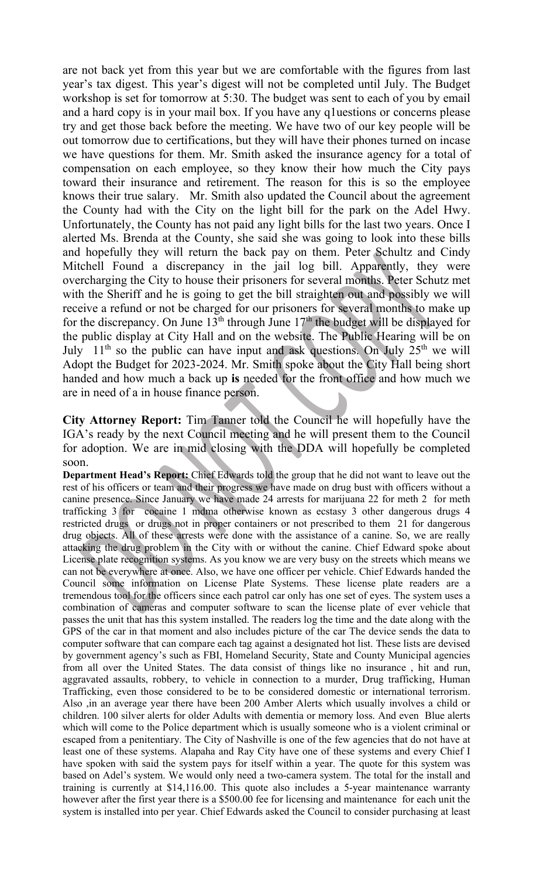are not back yet from this year but we are comfortable with the figures from last year's tax digest. This year's digest will not be completed until July. The Budget workshop is set for tomorrow at 5:30. The budget was sent to each of you by email and a hard copy is in your mail box. If you have any q1uestions or concerns please try and get those back before the meeting. We have two of our key people will be out tomorrow due to certifications, but they will have their phones turned on incase we have questions for them. Mr. Smith asked the insurance agency for a total of compensation on each employee, so they know their how much the City pays toward their insurance and retirement. The reason for this is so the employee knows their true salary. Mr. Smith also updated the Council about the agreement the County had with the City on the light bill for the park on the Adel Hwy. Unfortunately, the County has not paid any light bills for the last two years. Once I alerted Ms. Brenda at the County, she said she was going to look into these bills and hopefully they will return the back pay on them. Peter Schultz and Cindy Mitchell Found a discrepancy in the jail log bill. Apparently, they were overcharging the City to house their prisoners for several months. Peter Schutz met with the Sheriff and he is going to get the bill straighten out and possibly we will receive a refund or not be charged for our prisoners for several months to make up for the discrepancy. On June 13th through June 17th the budget will be displayed for the public display at City Hall and on the website. The Public Hearing will be on July 11th so the public can have input and ask questions. On July 25th we will Adopt the Budget for 2023-2024. Mr. Smith spoke about the City Hall being short handed and how much a back up **is** needed for the front office and how much we are in need of a in house finance person.

**City Attorney Report:** Tim Tanner told the Council he will hopefully have the IGA's ready by the next Council meeting and he will present them to the Council for adoption. We are in mid closing with the DDA will hopefully be completed soon.

**Department Head's Report:** Chief Edwards told the group that he did not want to leave out the rest of his officers or team and their progress we have made on drug bust with officers without a canine presence. Since January we have made 24 arrests for marijuana 22 for meth 2 for meth trafficking 3 for cocaine 1 mdma otherwise known as ecstasy 3 other dangerous drugs 4 restricted drugs or drugs not in proper containers or not prescribed to them 21 for dangerous drug objects. All of these arrests were done with the assistance of a canine. So, we are really attacking the drug problem in the City with or without the canine. Chief Edward spoke about License plate recognition systems. As you know we are very busy on the streets which means we can not be everywhere at once. Also, we have one officer per vehicle. Chief Edwards handed the Council some information on License Plate Systems. These license plate readers are a tremendous tool for the officers since each patrol car only has one set of eyes. The system uses a combination of cameras and computer software to scan the license plate of ever vehicle that passes the unit that has this system installed. The readers log the time and the date along with the GPS of the car in that moment and also includes picture of the car The device sends the data to computer software that can compare each tag against a designated hot list. These lists are devised by government agency's such as FBI, Homeland Security, State and County Municipal agencies from all over the United States. The data consist of things like no insurance , hit and run, aggravated assaults, robbery, to vehicle in connection to a murder, Drug trafficking, Human Trafficking, even those considered to be to be considered domestic or international terrorism. Also ,in an average year there have been 200 Amber Alerts which usually involves a child or children. 100 silver alerts for older Adults with dementia or memory loss. And even Blue alerts which will come to the Police department which is usually someone who is a violent criminal or escaped from a penitentiary. The City of Nashville is one of the few agencies that do not have at least one of these systems. Alapaha and Ray City have one of these systems and every Chief I have spoken with said the system pays for itself within a year. The quote for this system was based on Adel's system. We would only need a two-camera system. The total for the install and training is currently at $14,116.00. This quote also includes a 5-year maintenance warranty however after the first year there is a $500.00 fee for licensing and maintenance for each unit the system is installed into per year. Chief Edwards asked the Council to consider purchasing at least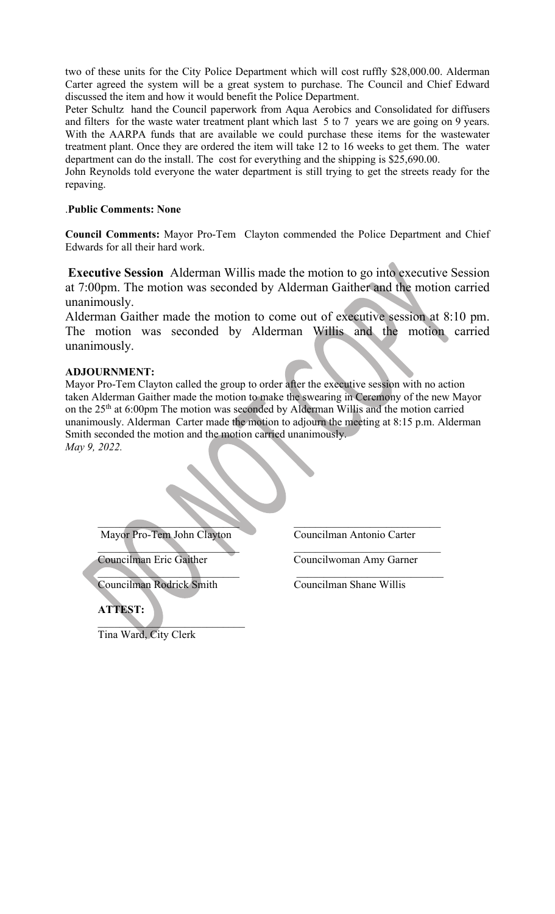two of these units for the City Police Department which will cost ruffly $28,000.00. Alderman Carter agreed the system will be a great system to purchase. The Council and Chief Edward discussed the item and how it would benefit the Police Department.

Peter Schultz hand the Council paperwork from Aqua Aerobics and Consolidated for diffusers and filters for the waste water treatment plant which last 5 to 7 years we are going on 9 years. With the AARPA funds that are available we could purchase these items for the wastewater treatment plant. Once they are ordered the item will take 12 to 16 weeks to get them. The water department can do the install. The cost for everything and the shipping is $25,690.00.

John Reynolds told everyone the water department is still trying to get the streets ready for the repaving.

.**Public Comments: None**

**Council Comments:** Mayor Pro-Tem Clayton commended the Police Department and Chief Edwards for all their hard work.

**Executive Session** Alderman Willis made the motion to go into executive Session at 7:00pm. The motion was seconded by Alderman Gaither and the motion carried unanimously.

Alderman Gaither made the motion to come out of executive session at 8:10 pm. The motion was seconded by Alderman Willis and the motion carried unanimously.

**ADJOURNMENT:**

Mayor Pro-Tem Clayton called the group to order after the executive session with no action taken Alderman Gaither made the motion to make the swearing in Ceremony of the new Mayor on the 25th at 6:00pm The motion was seconded by Alderman Willis and the motion carried unanimously. Alderman Carter made the motion to adjourn the meeting at 8:15 p.m. Alderman Smith seconded the motion and the motion carried unanimously.

*May 9, 2022.*

| | |
|---|---|
| ______________________ | ______________________ |
| Mayor Pro-Tem John Clayton | Councilman Antonio Carter |
| ______________________ | ______________________ |
| Councilman Eric Gaither | Councilwoman Amy Garner |
| ______________________ | ______________________ |
| Councilman Rodrick Smith | Councilman Shane Willis |

**ATTEST:**

______________________

Tina Ward, City Clerk

DO NOT COPY